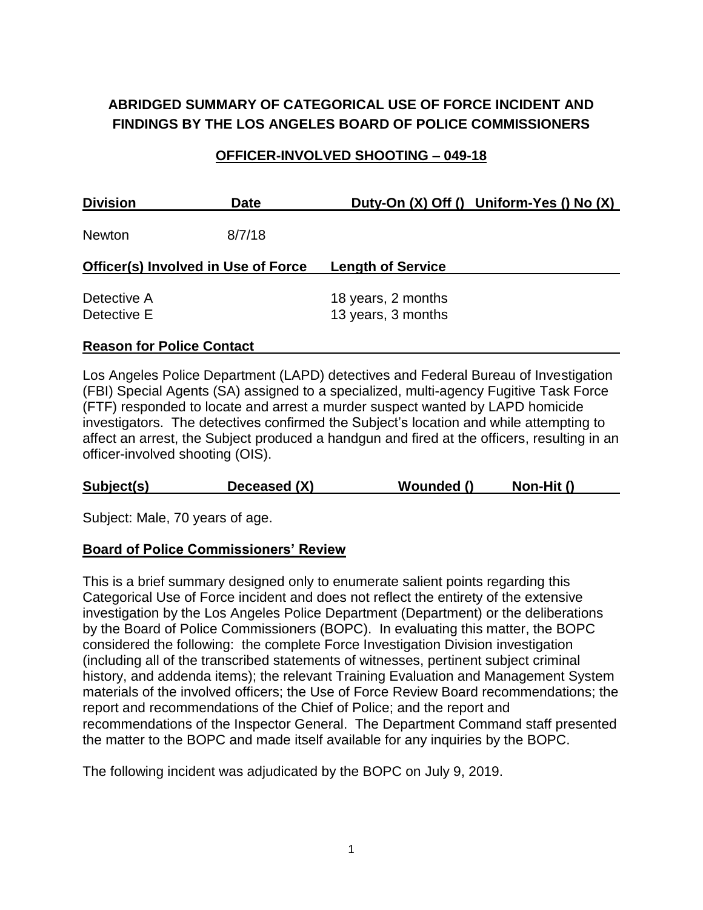# ABRIDGED SUMMARY OF CATEGORICAL USE OF FORCE INCIDENT AND FINDINGS BY THE LOS ANGELES BOARD OF POLICE COMMISSIONERS

## OFFICER-INVOLVED SHOOTING – 049-18

| Division | Date | Duty-On (X) Off () | Uniform-Yes () No (X) |
|---|---|---|---|
| Newton | 8/7/18 | | |

| Officer(s) Involved in Use of Force | Length of Service |
|---|---|
| Detective A | 18 years, 2 months |
| Detective E | 13 years, 3 months |

**Reason for Police Contact**

Los Angeles Police Department (LAPD) detectives and Federal Bureau of Investigation (FBI) Special Agents (SA) assigned to a specialized, multi-agency Fugitive Task Force (FTF) responded to locate and arrest a murder suspect wanted by LAPD homicide investigators. The detectives confirmed the Subject's location and while attempting to affect an arrest, the Subject produced a handgun and fired at the officers, resulting in an officer-involved shooting (OIS).

| Subject(s) | Deceased (X) | Wounded () | Non-Hit () |
|---|---|---|---|

Subject: Male, 70 years of age.

**Board of Police Commissioners' Review**

This is a brief summary designed only to enumerate salient points regarding this Categorical Use of Force incident and does not reflect the entirety of the extensive investigation by the Los Angeles Police Department (Department) or the deliberations by the Board of Police Commissioners (BOPC). In evaluating this matter, the BOPC considered the following: the complete Force Investigation Division investigation (including all of the transcribed statements of witnesses, pertinent subject criminal history, and addenda items); the relevant Training Evaluation and Management System materials of the involved officers; the Use of Force Review Board recommendations; the report and recommendations of the Chief of Police; and the report and recommendations of the Inspector General. The Department Command staff presented the matter to the BOPC and made itself available for any inquiries by the BOPC.

The following incident was adjudicated by the BOPC on July 9, 2019.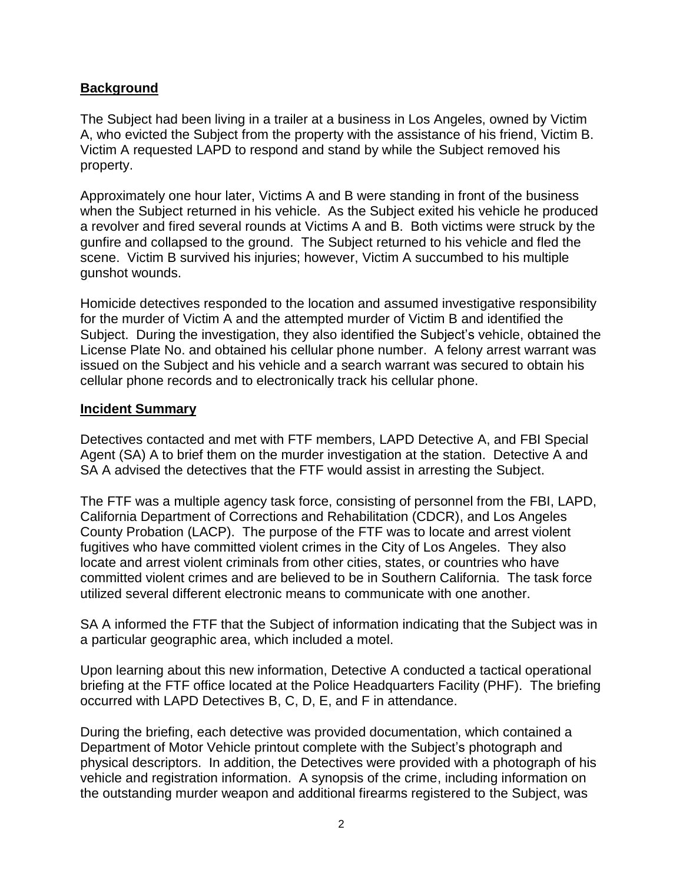## Background

The Subject had been living in a trailer at a business in Los Angeles, owned by Victim A, who evicted the Subject from the property with the assistance of his friend, Victim B. Victim A requested LAPD to respond and stand by while the Subject removed his property.

Approximately one hour later, Victims A and B were standing in front of the business when the Subject returned in his vehicle. As the Subject exited his vehicle he produced a revolver and fired several rounds at Victims A and B. Both victims were struck by the gunfire and collapsed to the ground. The Subject returned to his vehicle and fled the scene. Victim B survived his injuries; however, Victim A succumbed to his multiple gunshot wounds.

Homicide detectives responded to the location and assumed investigative responsibility for the murder of Victim A and the attempted murder of Victim B and identified the Subject. During the investigation, they also identified the Subject's vehicle, obtained the License Plate No. and obtained his cellular phone number. A felony arrest warrant was issued on the Subject and his vehicle and a search warrant was secured to obtain his cellular phone records and to electronically track his cellular phone.

## Incident Summary

Detectives contacted and met with FTF members, LAPD Detective A, and FBI Special Agent (SA) A to brief them on the murder investigation at the station. Detective A and SA A advised the detectives that the FTF would assist in arresting the Subject.

The FTF was a multiple agency task force, consisting of personnel from the FBI, LAPD, California Department of Corrections and Rehabilitation (CDCR), and Los Angeles County Probation (LACP). The purpose of the FTF was to locate and arrest violent fugitives who have committed violent crimes in the City of Los Angeles. They also locate and arrest violent criminals from other cities, states, or countries who have committed violent crimes and are believed to be in Southern California. The task force utilized several different electronic means to communicate with one another.

SA A informed the FTF that the Subject of information indicating that the Subject was in a particular geographic area, which included a motel.

Upon learning about this new information, Detective A conducted a tactical operational briefing at the FTF office located at the Police Headquarters Facility (PHF). The briefing occurred with LAPD Detectives B, C, D, E, and F in attendance.

During the briefing, each detective was provided documentation, which contained a Department of Motor Vehicle printout complete with the Subject's photograph and physical descriptors. In addition, the Detectives were provided with a photograph of his vehicle and registration information. A synopsis of the crime, including information on the outstanding murder weapon and additional firearms registered to the Subject, was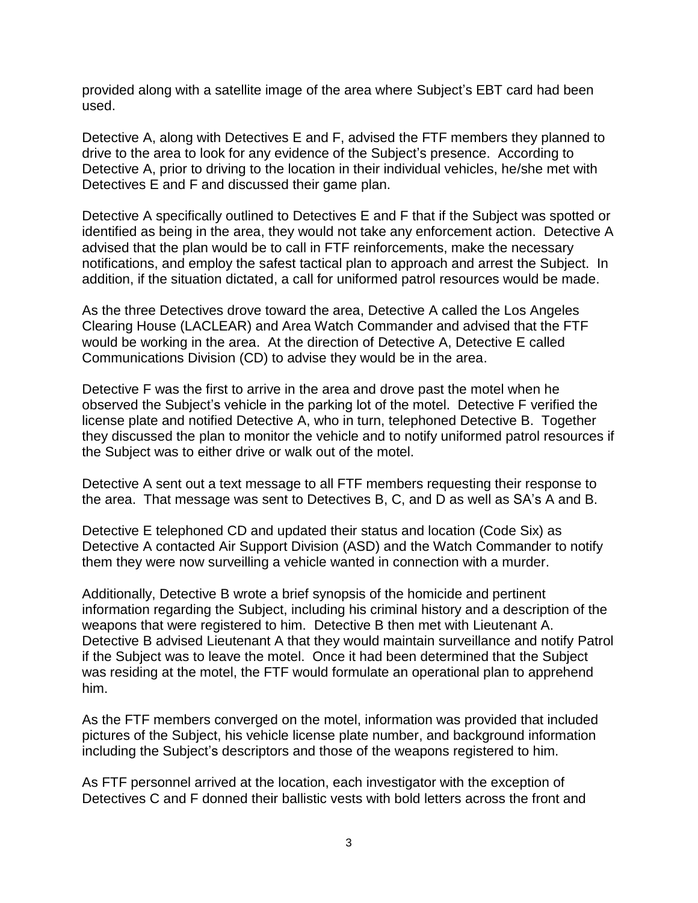provided along with a satellite image of the area where Subject's EBT card had been used.

Detective A, along with Detectives E and F, advised the FTF members they planned to drive to the area to look for any evidence of the Subject's presence. According to Detective A, prior to driving to the location in their individual vehicles, he/she met with Detectives E and F and discussed their game plan.

Detective A specifically outlined to Detectives E and F that if the Subject was spotted or identified as being in the area, they would not take any enforcement action. Detective A advised that the plan would be to call in FTF reinforcements, make the necessary notifications, and employ the safest tactical plan to approach and arrest the Subject. In addition, if the situation dictated, a call for uniformed patrol resources would be made.

As the three Detectives drove toward the area, Detective A called the Los Angeles Clearing House (LACLEAR) and Area Watch Commander and advised that the FTF would be working in the area. At the direction of Detective A, Detective E called Communications Division (CD) to advise they would be in the area.

Detective F was the first to arrive in the area and drove past the motel when he observed the Subject's vehicle in the parking lot of the motel. Detective F verified the license plate and notified Detective A, who in turn, telephoned Detective B. Together they discussed the plan to monitor the vehicle and to notify uniformed patrol resources if the Subject was to either drive or walk out of the motel.

Detective A sent out a text message to all FTF members requesting their response to the area. That message was sent to Detectives B, C, and D as well as SA's A and B.

Detective E telephoned CD and updated their status and location (Code Six) as Detective A contacted Air Support Division (ASD) and the Watch Commander to notify them they were now surveilling a vehicle wanted in connection with a murder.

Additionally, Detective B wrote a brief synopsis of the homicide and pertinent information regarding the Subject, including his criminal history and a description of the weapons that were registered to him. Detective B then met with Lieutenant A. Detective B advised Lieutenant A that they would maintain surveillance and notify Patrol if the Subject was to leave the motel. Once it had been determined that the Subject was residing at the motel, the FTF would formulate an operational plan to apprehend him.

As the FTF members converged on the motel, information was provided that included pictures of the Subject, his vehicle license plate number, and background information including the Subject's descriptors and those of the weapons registered to him.

As FTF personnel arrived at the location, each investigator with the exception of Detectives C and F donned their ballistic vests with bold letters across the front and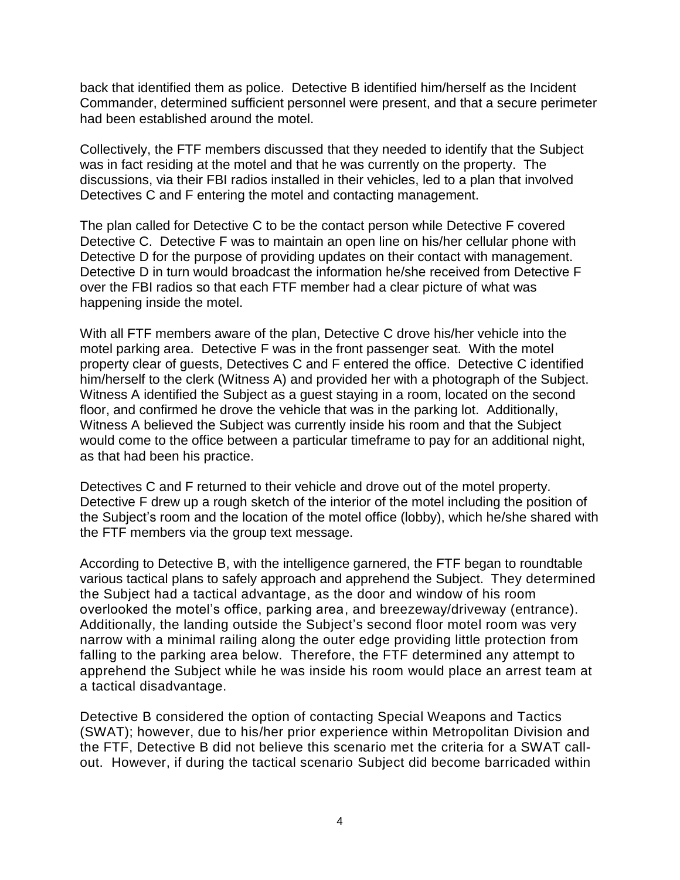back that identified them as police. Detective B identified him/herself as the Incident Commander, determined sufficient personnel were present, and that a secure perimeter had been established around the motel.

Collectively, the FTF members discussed that they needed to identify that the Subject was in fact residing at the motel and that he was currently on the property. The discussions, via their FBI radios installed in their vehicles, led to a plan that involved Detectives C and F entering the motel and contacting management.

The plan called for Detective C to be the contact person while Detective F covered Detective C. Detective F was to maintain an open line on his/her cellular phone with Detective D for the purpose of providing updates on their contact with management. Detective D in turn would broadcast the information he/she received from Detective F over the FBI radios so that each FTF member had a clear picture of what was happening inside the motel.

With all FTF members aware of the plan, Detective C drove his/her vehicle into the motel parking area. Detective F was in the front passenger seat. With the motel property clear of guests, Detectives C and F entered the office. Detective C identified him/herself to the clerk (Witness A) and provided her with a photograph of the Subject. Witness A identified the Subject as a guest staying in a room, located on the second floor, and confirmed he drove the vehicle that was in the parking lot. Additionally, Witness A believed the Subject was currently inside his room and that the Subject would come to the office between a particular timeframe to pay for an additional night, as that had been his practice.

Detectives C and F returned to their vehicle and drove out of the motel property. Detective F drew up a rough sketch of the interior of the motel including the position of the Subject's room and the location of the motel office (lobby), which he/she shared with the FTF members via the group text message.

According to Detective B, with the intelligence garnered, the FTF began to roundtable various tactical plans to safely approach and apprehend the Subject. They determined the Subject had a tactical advantage, as the door and window of his room overlooked the motel's office, parking area, and breezeway/driveway (entrance). Additionally, the landing outside the Subject's second floor motel room was very narrow with a minimal railing along the outer edge providing little protection from falling to the parking area below. Therefore, the FTF determined any attempt to apprehend the Subject while he was inside his room would place an arrest team at a tactical disadvantage.

Detective B considered the option of contacting Special Weapons and Tactics (SWAT); however, due to his/her prior experience within Metropolitan Division and the FTF, Detective B did not believe this scenario met the criteria for a SWAT call-out. However, if during the tactical scenario Subject did become barricaded within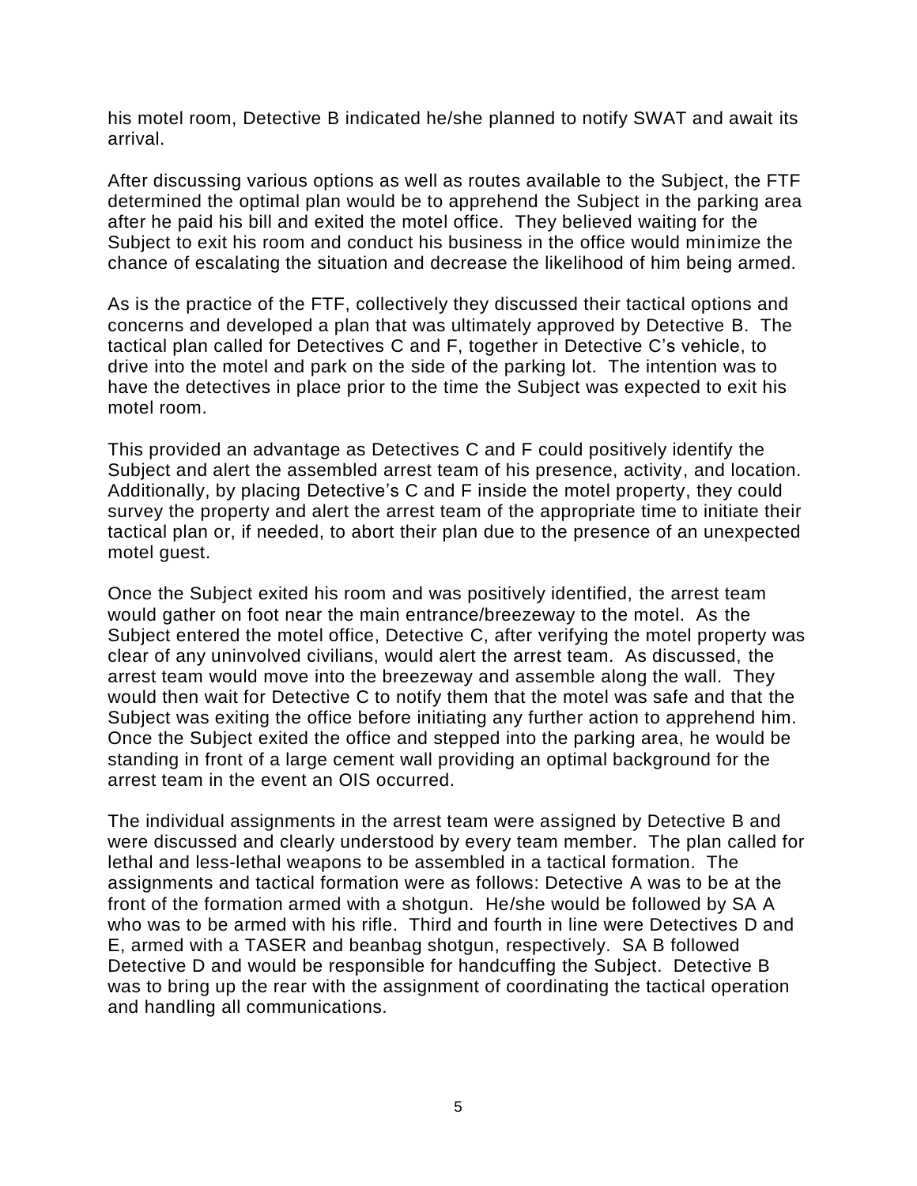his motel room, Detective B indicated he/she planned to notify SWAT and await its arrival.

After discussing various options as well as routes available to the Subject, the FTF determined the optimal plan would be to apprehend the Subject in the parking area after he paid his bill and exited the motel office. They believed waiting for the Subject to exit his room and conduct his business in the office would minimize the chance of escalating the situation and decrease the likelihood of him being armed.

As is the practice of the FTF, collectively they discussed their tactical options and concerns and developed a plan that was ultimately approved by Detective B. The tactical plan called for Detectives C and F, together in Detective C's vehicle, to drive into the motel and park on the side of the parking lot. The intention was to have the detectives in place prior to the time the Subject was expected to exit his motel room.

This provided an advantage as Detectives C and F could positively identify the Subject and alert the assembled arrest team of his presence, activity, and location. Additionally, by placing Detective's C and F inside the motel property, they could survey the property and alert the arrest team of the appropriate time to initiate their tactical plan or, if needed, to abort their plan due to the presence of an unexpected motel guest.

Once the Subject exited his room and was positively identified, the arrest team would gather on foot near the main entrance/breezeway to the motel. As the Subject entered the motel office, Detective C, after verifying the motel property was clear of any uninvolved civilians, would alert the arrest team. As discussed, the arrest team would move into the breezeway and assemble along the wall. They would then wait for Detective C to notify them that the motel was safe and that the Subject was exiting the office before initiating any further action to apprehend him. Once the Subject exited the office and stepped into the parking area, he would be standing in front of a large cement wall providing an optimal background for the arrest team in the event an OIS occurred.

The individual assignments in the arrest team were assigned by Detective B and were discussed and clearly understood by every team member. The plan called for lethal and less-lethal weapons to be assembled in a tactical formation. The assignments and tactical formation were as follows: Detective A was to be at the front of the formation armed with a shotgun. He/she would be followed by SA A who was to be armed with his rifle. Third and fourth in line were Detectives D and E, armed with a TASER and beanbag shotgun, respectively. SA B followed Detective D and would be responsible for handcuffing the Subject. Detective B was to bring up the rear with the assignment of coordinating the tactical operation and handling all communications.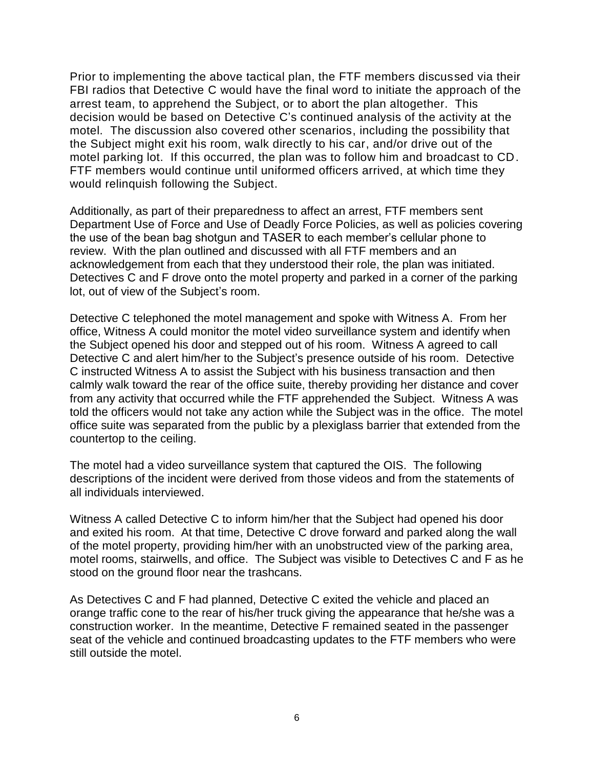Prior to implementing the above tactical plan, the FTF members discussed via their FBI radios that Detective C would have the final word to initiate the approach of the arrest team, to apprehend the Subject, or to abort the plan altogether. This decision would be based on Detective C's continued analysis of the activity at the motel. The discussion also covered other scenarios, including the possibility that the Subject might exit his room, walk directly to his car, and/or drive out of the motel parking lot. If this occurred, the plan was to follow him and broadcast to CD. FTF members would continue until uniformed officers arrived, at which time they would relinquish following the Subject.

Additionally, as part of their preparedness to affect an arrest, FTF members sent Department Use of Force and Use of Deadly Force Policies, as well as policies covering the use of the bean bag shotgun and TASER to each member's cellular phone to review. With the plan outlined and discussed with all FTF members and an acknowledgement from each that they understood their role, the plan was initiated. Detectives C and F drove onto the motel property and parked in a corner of the parking lot, out of view of the Subject's room.

Detective C telephoned the motel management and spoke with Witness A. From her office, Witness A could monitor the motel video surveillance system and identify when the Subject opened his door and stepped out of his room. Witness A agreed to call Detective C and alert him/her to the Subject's presence outside of his room. Detective C instructed Witness A to assist the Subject with his business transaction and then calmly walk toward the rear of the office suite, thereby providing her distance and cover from any activity that occurred while the FTF apprehended the Subject. Witness A was told the officers would not take any action while the Subject was in the office. The motel office suite was separated from the public by a plexiglass barrier that extended from the countertop to the ceiling.

The motel had a video surveillance system that captured the OIS. The following descriptions of the incident were derived from those videos and from the statements of all individuals interviewed.

Witness A called Detective C to inform him/her that the Subject had opened his door and exited his room. At that time, Detective C drove forward and parked along the wall of the motel property, providing him/her with an unobstructed view of the parking area, motel rooms, stairwells, and office. The Subject was visible to Detectives C and F as he stood on the ground floor near the trashcans.

As Detectives C and F had planned, Detective C exited the vehicle and placed an orange traffic cone to the rear of his/her truck giving the appearance that he/she was a construction worker. In the meantime, Detective F remained seated in the passenger seat of the vehicle and continued broadcasting updates to the FTF members who were still outside the motel.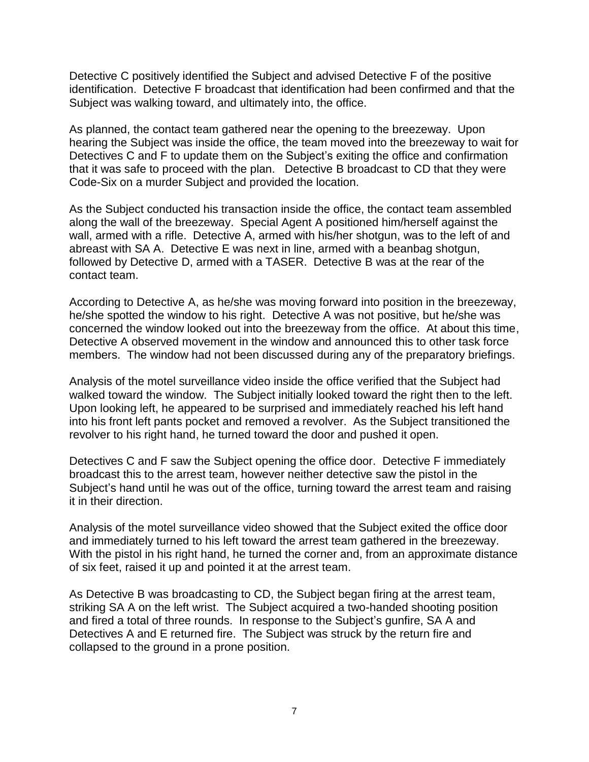Detective C positively identified the Subject and advised Detective F of the positive identification. Detective F broadcast that identification had been confirmed and that the Subject was walking toward, and ultimately into, the office.

As planned, the contact team gathered near the opening to the breezeway. Upon hearing the Subject was inside the office, the team moved into the breezeway to wait for Detectives C and F to update them on the Subject's exiting the office and confirmation that it was safe to proceed with the plan. Detective B broadcast to CD that they were Code-Six on a murder Subject and provided the location.

As the Subject conducted his transaction inside the office, the contact team assembled along the wall of the breezeway. Special Agent A positioned him/herself against the wall, armed with a rifle. Detective A, armed with his/her shotgun, was to the left of and abreast with SA A. Detective E was next in line, armed with a beanbag shotgun, followed by Detective D, armed with a TASER. Detective B was at the rear of the contact team.

According to Detective A, as he/she was moving forward into position in the breezeway, he/she spotted the window to his right. Detective A was not positive, but he/she was concerned the window looked out into the breezeway from the office. At about this time, Detective A observed movement in the window and announced this to other task force members. The window had not been discussed during any of the preparatory briefings.

Analysis of the motel surveillance video inside the office verified that the Subject had walked toward the window. The Subject initially looked toward the right then to the left. Upon looking left, he appeared to be surprised and immediately reached his left hand into his front left pants pocket and removed a revolver. As the Subject transitioned the revolver to his right hand, he turned toward the door and pushed it open.

Detectives C and F saw the Subject opening the office door. Detective F immediately broadcast this to the arrest team, however neither detective saw the pistol in the Subject's hand until he was out of the office, turning toward the arrest team and raising it in their direction.

Analysis of the motel surveillance video showed that the Subject exited the office door and immediately turned to his left toward the arrest team gathered in the breezeway. With the pistol in his right hand, he turned the corner and, from an approximate distance of six feet, raised it up and pointed it at the arrest team.

As Detective B was broadcasting to CD, the Subject began firing at the arrest team, striking SA A on the left wrist. The Subject acquired a two-handed shooting position and fired a total of three rounds. In response to the Subject's gunfire, SA A and Detectives A and E returned fire. The Subject was struck by the return fire and collapsed to the ground in a prone position.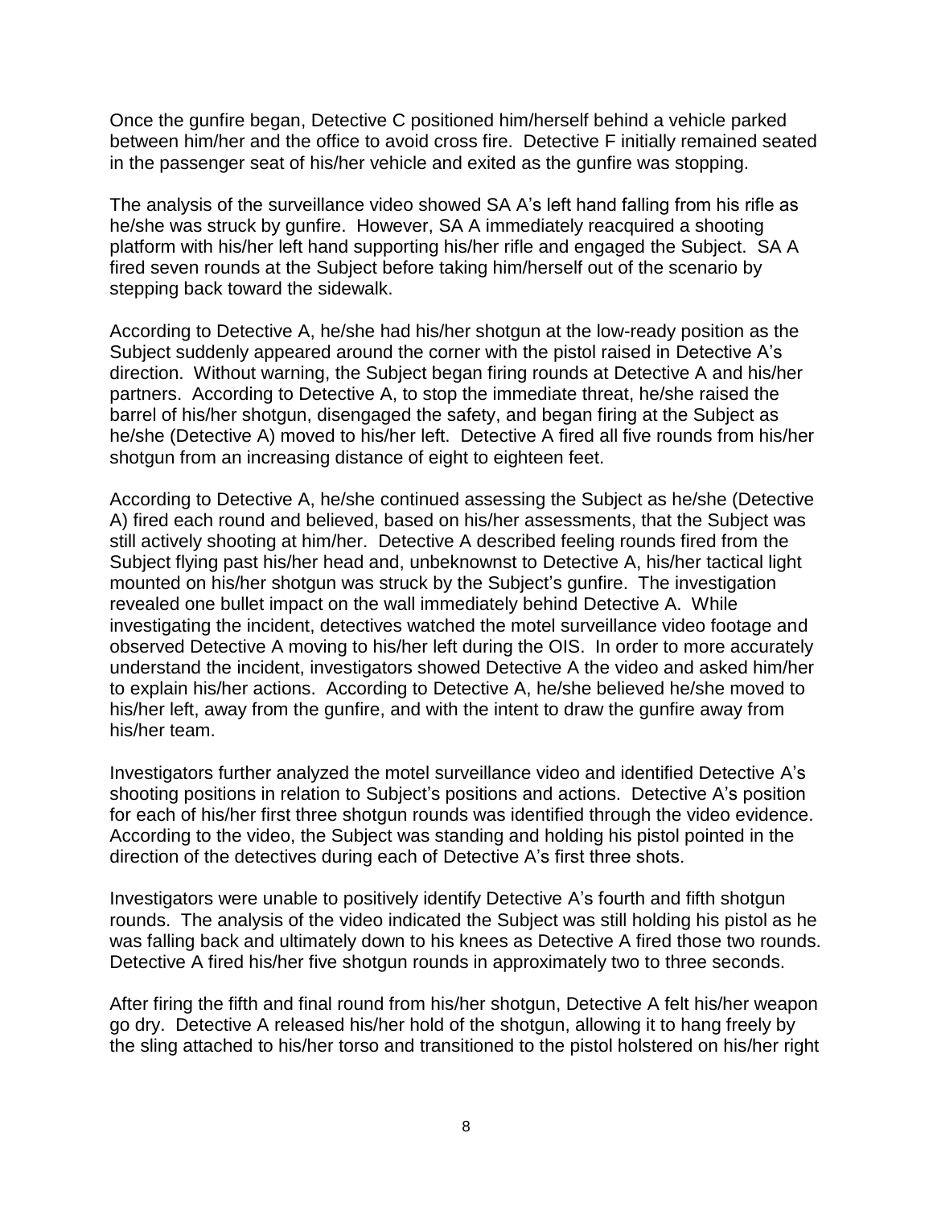Once the gunfire began, Detective C positioned him/herself behind a vehicle parked between him/her and the office to avoid cross fire. Detective F initially remained seated in the passenger seat of his/her vehicle and exited as the gunfire was stopping.

The analysis of the surveillance video showed SA A's left hand falling from his rifle as he/she was struck by gunfire. However, SA A immediately reacquired a shooting platform with his/her left hand supporting his/her rifle and engaged the Subject. SA A fired seven rounds at the Subject before taking him/herself out of the scenario by stepping back toward the sidewalk.

According to Detective A, he/she had his/her shotgun at the low-ready position as the Subject suddenly appeared around the corner with the pistol raised in Detective A's direction. Without warning, the Subject began firing rounds at Detective A and his/her partners. According to Detective A, to stop the immediate threat, he/she raised the barrel of his/her shotgun, disengaged the safety, and began firing at the Subject as he/she (Detective A) moved to his/her left. Detective A fired all five rounds from his/her shotgun from an increasing distance of eight to eighteen feet.

According to Detective A, he/she continued assessing the Subject as he/she (Detective A) fired each round and believed, based on his/her assessments, that the Subject was still actively shooting at him/her. Detective A described feeling rounds fired from the Subject flying past his/her head and, unbeknownst to Detective A, his/her tactical light mounted on his/her shotgun was struck by the Subject's gunfire. The investigation revealed one bullet impact on the wall immediately behind Detective A. While investigating the incident, detectives watched the motel surveillance video footage and observed Detective A moving to his/her left during the OIS. In order to more accurately understand the incident, investigators showed Detective A the video and asked him/her to explain his/her actions. According to Detective A, he/she believed he/she moved to his/her left, away from the gunfire, and with the intent to draw the gunfire away from his/her team.

Investigators further analyzed the motel surveillance video and identified Detective A's shooting positions in relation to Subject's positions and actions. Detective A's position for each of his/her first three shotgun rounds was identified through the video evidence. According to the video, the Subject was standing and holding his pistol pointed in the direction of the detectives during each of Detective A's first three shots.

Investigators were unable to positively identify Detective A's fourth and fifth shotgun rounds. The analysis of the video indicated the Subject was still holding his pistol as he was falling back and ultimately down to his knees as Detective A fired those two rounds. Detective A fired his/her five shotgun rounds in approximately two to three seconds.

After firing the fifth and final round from his/her shotgun, Detective A felt his/her weapon go dry. Detective A released his/her hold of the shotgun, allowing it to hang freely by the sling attached to his/her torso and transitioned to the pistol holstered on his/her right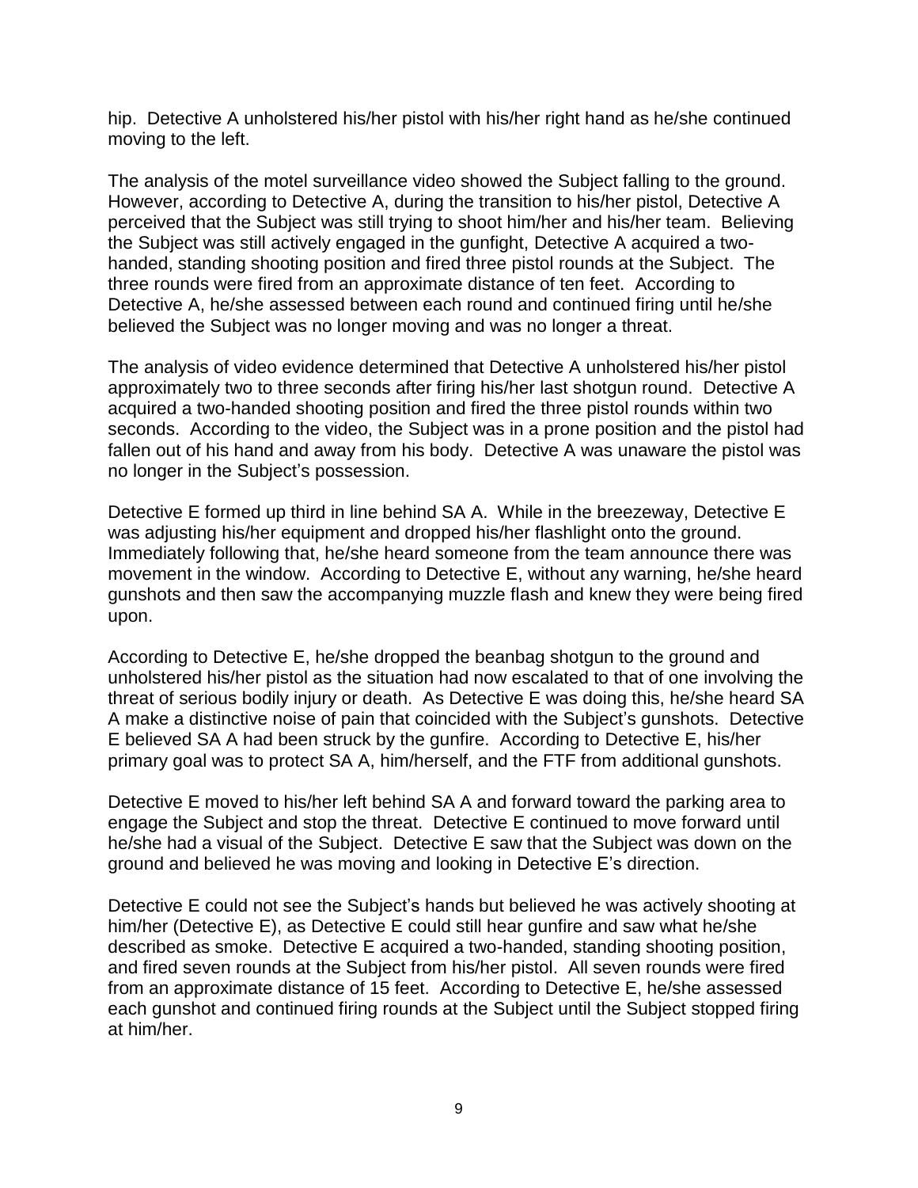hip. Detective A unholstered his/her pistol with his/her right hand as he/she continued moving to the left.

The analysis of the motel surveillance video showed the Subject falling to the ground. However, according to Detective A, during the transition to his/her pistol, Detective A perceived that the Subject was still trying to shoot him/her and his/her team. Believing the Subject was still actively engaged in the gunfight, Detective A acquired a two-handed, standing shooting position and fired three pistol rounds at the Subject. The three rounds were fired from an approximate distance of ten feet. According to Detective A, he/she assessed between each round and continued firing until he/she believed the Subject was no longer moving and was no longer a threat.

The analysis of video evidence determined that Detective A unholstered his/her pistol approximately two to three seconds after firing his/her last shotgun round. Detective A acquired a two-handed shooting position and fired the three pistol rounds within two seconds. According to the video, the Subject was in a prone position and the pistol had fallen out of his hand and away from his body. Detective A was unaware the pistol was no longer in the Subject's possession.

Detective E formed up third in line behind SA A. While in the breezeway, Detective E was adjusting his/her equipment and dropped his/her flashlight onto the ground. Immediately following that, he/she heard someone from the team announce there was movement in the window. According to Detective E, without any warning, he/she heard gunshots and then saw the accompanying muzzle flash and knew they were being fired upon.

According to Detective E, he/she dropped the beanbag shotgun to the ground and unholstered his/her pistol as the situation had now escalated to that of one involving the threat of serious bodily injury or death. As Detective E was doing this, he/she heard SA A make a distinctive noise of pain that coincided with the Subject's gunshots. Detective E believed SA A had been struck by the gunfire. According to Detective E, his/her primary goal was to protect SA A, him/herself, and the FTF from additional gunshots.

Detective E moved to his/her left behind SA A and forward toward the parking area to engage the Subject and stop the threat. Detective E continued to move forward until he/she had a visual of the Subject. Detective E saw that the Subject was down on the ground and believed he was moving and looking in Detective E's direction.

Detective E could not see the Subject's hands but believed he was actively shooting at him/her (Detective E), as Detective E could still hear gunfire and saw what he/she described as smoke. Detective E acquired a two-handed, standing shooting position, and fired seven rounds at the Subject from his/her pistol. All seven rounds were fired from an approximate distance of 15 feet. According to Detective E, he/she assessed each gunshot and continued firing rounds at the Subject until the Subject stopped firing at him/her.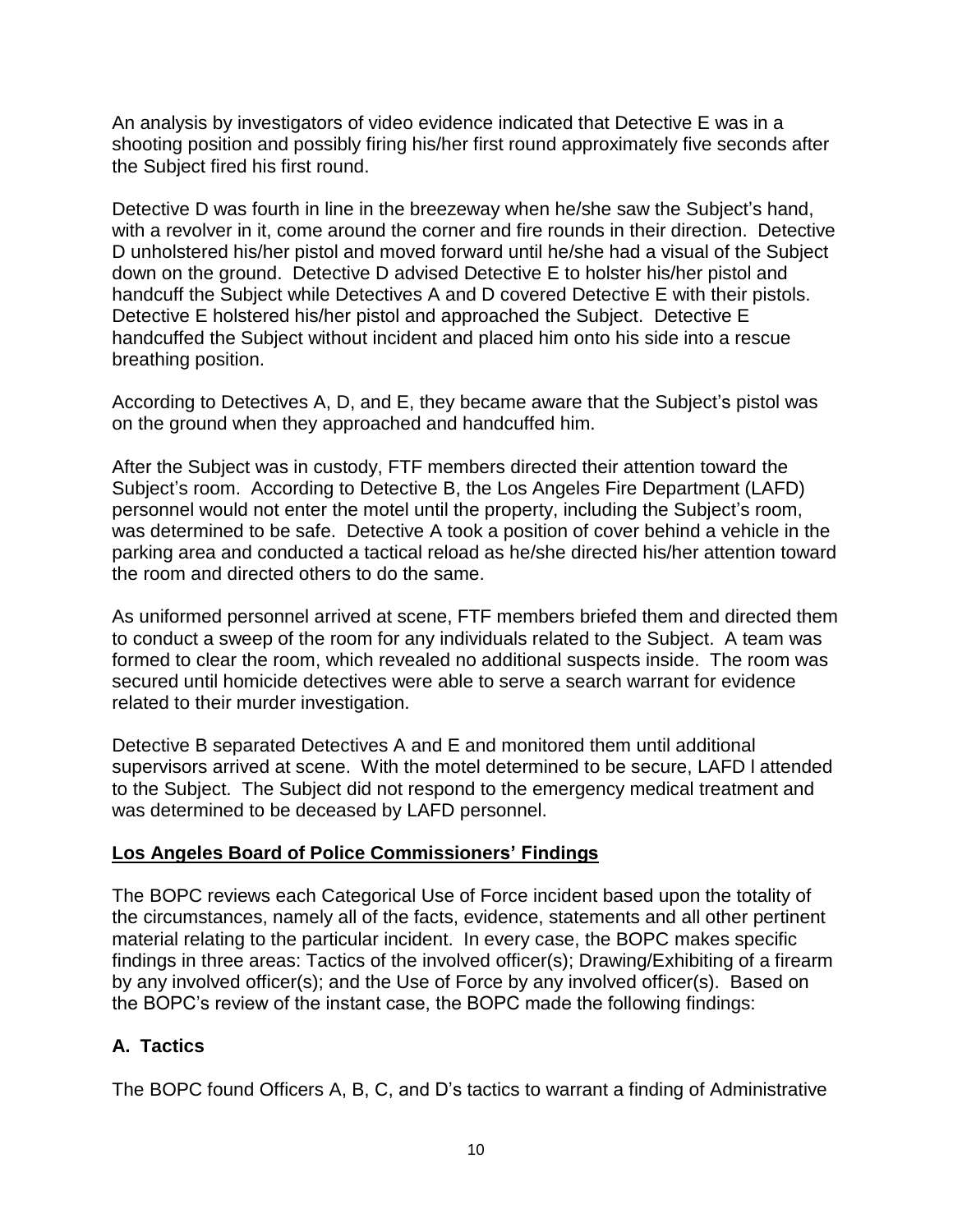An analysis by investigators of video evidence indicated that Detective E was in a shooting position and possibly firing his/her first round approximately five seconds after the Subject fired his first round.

Detective D was fourth in line in the breezeway when he/she saw the Subject's hand, with a revolver in it, come around the corner and fire rounds in their direction. Detective D unholstered his/her pistol and moved forward until he/she had a visual of the Subject down on the ground. Detective D advised Detective E to holster his/her pistol and handcuff the Subject while Detectives A and D covered Detective E with their pistols. Detective E holstered his/her pistol and approached the Subject. Detective E handcuffed the Subject without incident and placed him onto his side into a rescue breathing position.

According to Detectives A, D, and E, they became aware that the Subject's pistol was on the ground when they approached and handcuffed him.

After the Subject was in custody, FTF members directed their attention toward the Subject's room. According to Detective B, the Los Angeles Fire Department (LAFD) personnel would not enter the motel until the property, including the Subject's room, was determined to be safe. Detective A took a position of cover behind a vehicle in the parking area and conducted a tactical reload as he/she directed his/her attention toward the room and directed others to do the same.

As uniformed personnel arrived at scene, FTF members briefed them and directed them to conduct a sweep of the room for any individuals related to the Subject. A team was formed to clear the room, which revealed no additional suspects inside. The room was secured until homicide detectives were able to serve a search warrant for evidence related to their murder investigation.

Detective B separated Detectives A and E and monitored them until additional supervisors arrived at scene. With the motel determined to be secure, LAFD l attended to the Subject. The Subject did not respond to the emergency medical treatment and was determined to be deceased by LAFD personnel.

## Los Angeles Board of Police Commissioners' Findings

The BOPC reviews each Categorical Use of Force incident based upon the totality of the circumstances, namely all of the facts, evidence, statements and all other pertinent material relating to the particular incident. In every case, the BOPC makes specific findings in three areas: Tactics of the involved officer(s); Drawing/Exhibiting of a firearm by any involved officer(s); and the Use of Force by any involved officer(s). Based on the BOPC's review of the instant case, the BOPC made the following findings:

### A. Tactics

The BOPC found Officers A, B, C, and D's tactics to warrant a finding of Administrative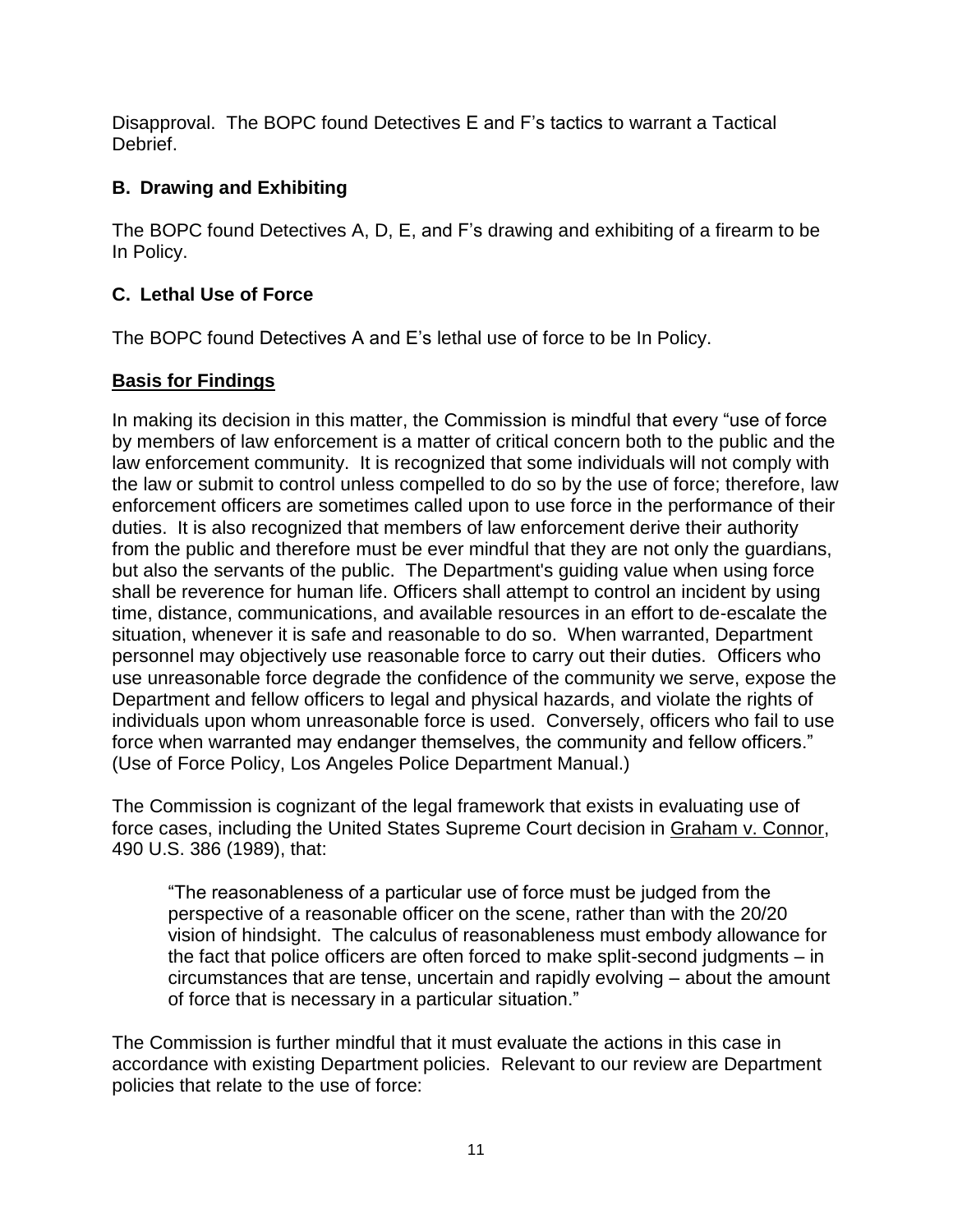Disapproval. The BOPC found Detectives E and F's tactics to warrant a Tactical Debrief.

### B. Drawing and Exhibiting

The BOPC found Detectives A, D, E, and F's drawing and exhibiting of a firearm to be In Policy.

### C. Lethal Use of Force

The BOPC found Detectives A and E's lethal use of force to be In Policy.

**Basis for Findings**

In making its decision in this matter, the Commission is mindful that every "use of force by members of law enforcement is a matter of critical concern both to the public and the law enforcement community. It is recognized that some individuals will not comply with the law or submit to control unless compelled to do so by the use of force; therefore, law enforcement officers are sometimes called upon to use force in the performance of their duties. It is also recognized that members of law enforcement derive their authority from the public and therefore must be ever mindful that they are not only the guardians, but also the servants of the public. The Department's guiding value when using force shall be reverence for human life. Officers shall attempt to control an incident by using time, distance, communications, and available resources in an effort to de-escalate the situation, whenever it is safe and reasonable to do so. When warranted, Department personnel may objectively use reasonable force to carry out their duties. Officers who use unreasonable force degrade the confidence of the community we serve, expose the Department and fellow officers to legal and physical hazards, and violate the rights of individuals upon whom unreasonable force is used. Conversely, officers who fail to use force when warranted may endanger themselves, the community and fellow officers." (Use of Force Policy, Los Angeles Police Department Manual.)

The Commission is cognizant of the legal framework that exists in evaluating use of force cases, including the United States Supreme Court decision in Graham v. Connor, 490 U.S. 386 (1989), that:

> "The reasonableness of a particular use of force must be judged from the perspective of a reasonable officer on the scene, rather than with the 20/20 vision of hindsight. The calculus of reasonableness must embody allowance for the fact that police officers are often forced to make split-second judgments – in circumstances that are tense, uncertain and rapidly evolving – about the amount of force that is necessary in a particular situation."

The Commission is further mindful that it must evaluate the actions in this case in accordance with existing Department policies. Relevant to our review are Department policies that relate to the use of force: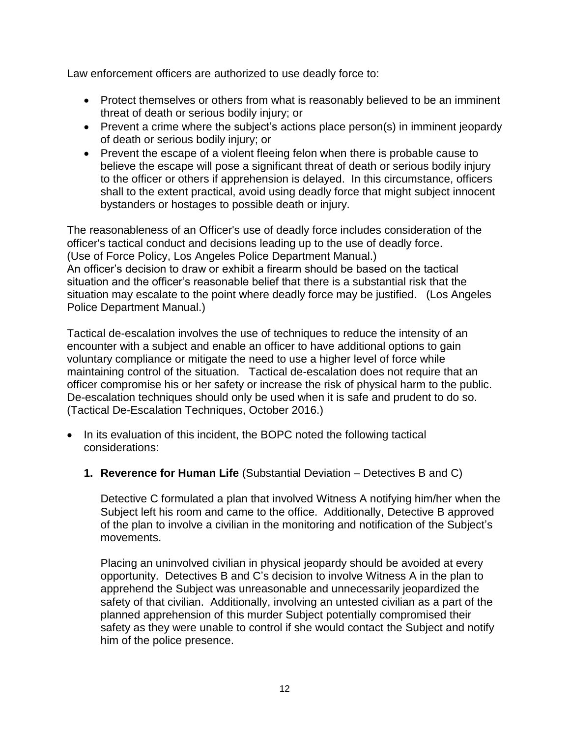Law enforcement officers are authorized to use deadly force to:

- Protect themselves or others from what is reasonably believed to be an imminent threat of death or serious bodily injury; or
- Prevent a crime where the subject's actions place person(s) in imminent jeopardy of death or serious bodily injury; or
- Prevent the escape of a violent fleeing felon when there is probable cause to believe the escape will pose a significant threat of death or serious bodily injury to the officer or others if apprehension is delayed. In this circumstance, officers shall to the extent practical, avoid using deadly force that might subject innocent bystanders or hostages to possible death or injury.

The reasonableness of an Officer's use of deadly force includes consideration of the officer's tactical conduct and decisions leading up to the use of deadly force. (Use of Force Policy, Los Angeles Police Department Manual.)
An officer's decision to draw or exhibit a firearm should be based on the tactical situation and the officer's reasonable belief that there is a substantial risk that the situation may escalate to the point where deadly force may be justified. (Los Angeles Police Department Manual.)

Tactical de-escalation involves the use of techniques to reduce the intensity of an encounter with a subject and enable an officer to have additional options to gain voluntary compliance or mitigate the need to use a higher level of force while maintaining control of the situation. Tactical de-escalation does not require that an officer compromise his or her safety or increase the risk of physical harm to the public. De-escalation techniques should only be used when it is safe and prudent to do so. (Tactical De-Escalation Techniques, October 2016.)

- In its evaluation of this incident, the BOPC noted the following tactical considerations:

  1. **Reverence for Human Life** (Substantial Deviation – Detectives B and C)

     Detective C formulated a plan that involved Witness A notifying him/her when the Subject left his room and came to the office. Additionally, Detective B approved of the plan to involve a civilian in the monitoring and notification of the Subject's movements.

     Placing an uninvolved civilian in physical jeopardy should be avoided at every opportunity. Detectives B and C's decision to involve Witness A in the plan to apprehend the Subject was unreasonable and unnecessarily jeopardized the safety of that civilian. Additionally, involving an untested civilian as a part of the planned apprehension of this murder Subject potentially compromised their safety as they were unable to control if she would contact the Subject and notify him of the police presence.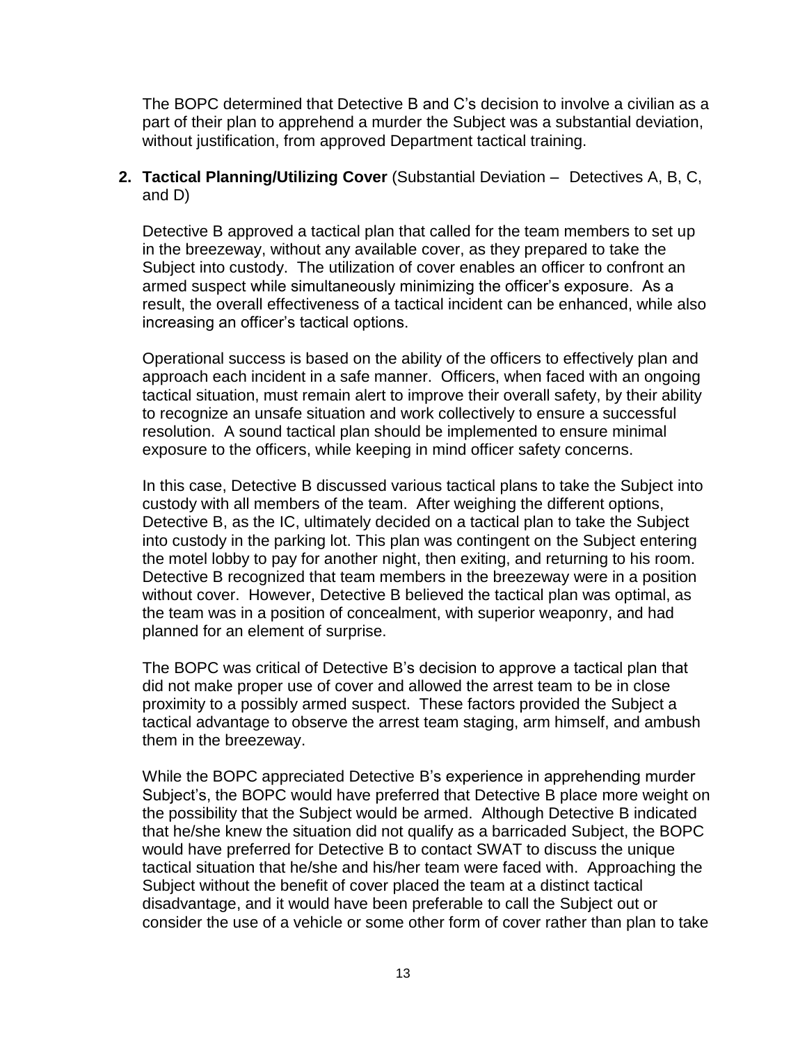The BOPC determined that Detective B and C's decision to involve a civilian as a part of their plan to apprehend a murder the Subject was a substantial deviation, without justification, from approved Department tactical training.

2. **Tactical Planning/Utilizing Cover** (Substantial Deviation – Detectives A, B, C, and D)

   Detective B approved a tactical plan that called for the team members to set up in the breezeway, without any available cover, as they prepared to take the Subject into custody. The utilization of cover enables an officer to confront an armed suspect while simultaneously minimizing the officer's exposure. As a result, the overall effectiveness of a tactical incident can be enhanced, while also increasing an officer's tactical options.

   Operational success is based on the ability of the officers to effectively plan and approach each incident in a safe manner. Officers, when faced with an ongoing tactical situation, must remain alert to improve their overall safety, by their ability to recognize an unsafe situation and work collectively to ensure a successful resolution. A sound tactical plan should be implemented to ensure minimal exposure to the officers, while keeping in mind officer safety concerns.

   In this case, Detective B discussed various tactical plans to take the Subject into custody with all members of the team. After weighing the different options, Detective B, as the IC, ultimately decided on a tactical plan to take the Subject into custody in the parking lot. This plan was contingent on the Subject entering the motel lobby to pay for another night, then exiting, and returning to his room. Detective B recognized that team members in the breezeway were in a position without cover. However, Detective B believed the tactical plan was optimal, as the team was in a position of concealment, with superior weaponry, and had planned for an element of surprise.

   The BOPC was critical of Detective B's decision to approve a tactical plan that did not make proper use of cover and allowed the arrest team to be in close proximity to a possibly armed suspect. These factors provided the Subject a tactical advantage to observe the arrest team staging, arm himself, and ambush them in the breezeway.

   While the BOPC appreciated Detective B's experience in apprehending murder Subject's, the BOPC would have preferred that Detective B place more weight on the possibility that the Subject would be armed. Although Detective B indicated that he/she knew the situation did not qualify as a barricaded Subject, the BOPC would have preferred for Detective B to contact SWAT to discuss the unique tactical situation that he/she and his/her team were faced with. Approaching the Subject without the benefit of cover placed the team at a distinct tactical disadvantage, and it would have been preferable to call the Subject out or consider the use of a vehicle or some other form of cover rather than plan to take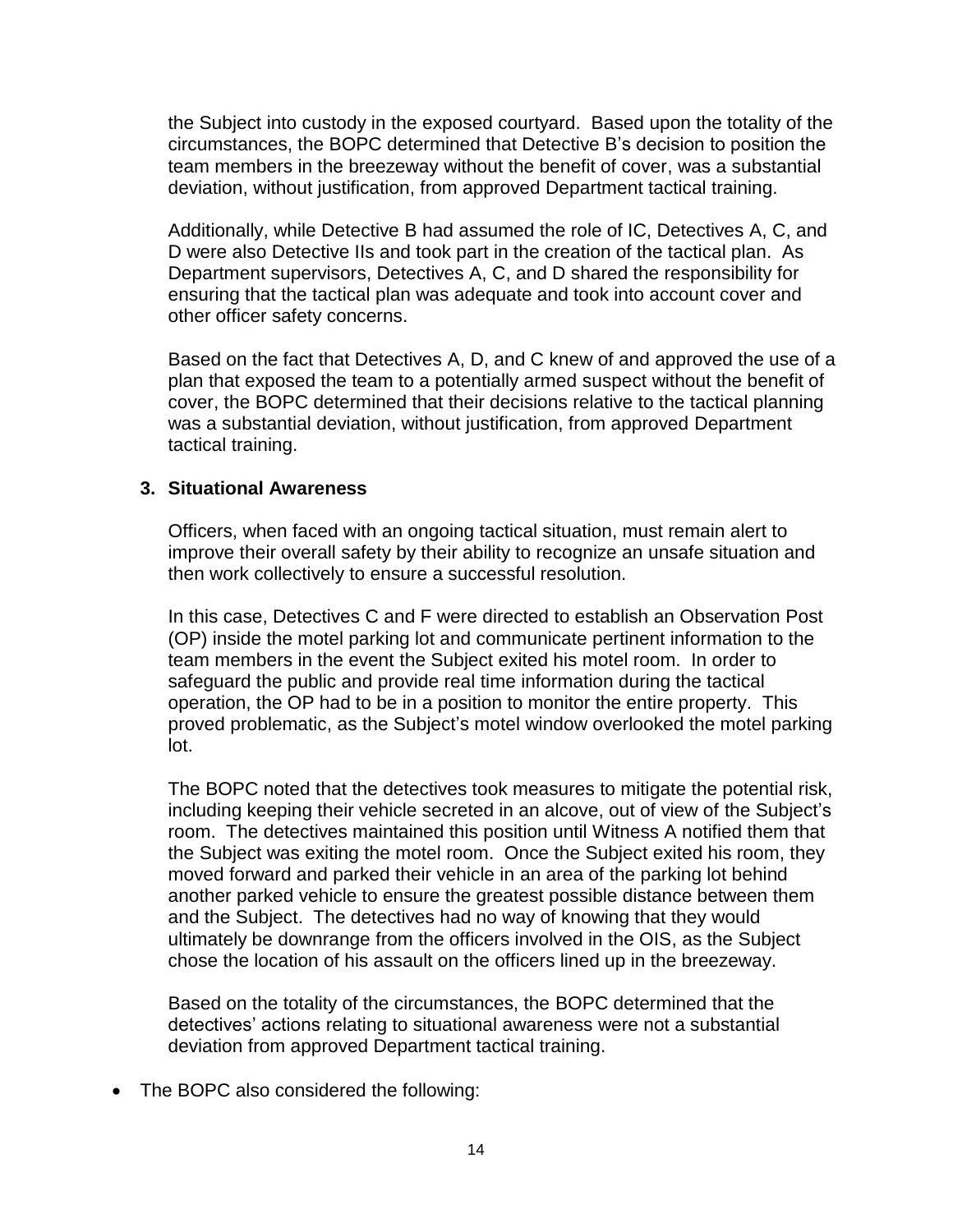the Subject into custody in the exposed courtyard. Based upon the totality of the circumstances, the BOPC determined that Detective B's decision to position the team members in the breezeway without the benefit of cover, was a substantial deviation, without justification, from approved Department tactical training.

Additionally, while Detective B had assumed the role of IC, Detectives A, C, and D were also Detective IIs and took part in the creation of the tactical plan. As Department supervisors, Detectives A, C, and D shared the responsibility for ensuring that the tactical plan was adequate and took into account cover and other officer safety concerns.

Based on the fact that Detectives A, D, and C knew of and approved the use of a plan that exposed the team to a potentially armed suspect without the benefit of cover, the BOPC determined that their decisions relative to the tactical planning was a substantial deviation, without justification, from approved Department tactical training.

**3. Situational Awareness**

Officers, when faced with an ongoing tactical situation, must remain alert to improve their overall safety by their ability to recognize an unsafe situation and then work collectively to ensure a successful resolution.

In this case, Detectives C and F were directed to establish an Observation Post (OP) inside the motel parking lot and communicate pertinent information to the team members in the event the Subject exited his motel room. In order to safeguard the public and provide real time information during the tactical operation, the OP had to be in a position to monitor the entire property. This proved problematic, as the Subject's motel window overlooked the motel parking lot.

The BOPC noted that the detectives took measures to mitigate the potential risk, including keeping their vehicle secreted in an alcove, out of view of the Subject's room. The detectives maintained this position until Witness A notified them that the Subject was exiting the motel room. Once the Subject exited his room, they moved forward and parked their vehicle in an area of the parking lot behind another parked vehicle to ensure the greatest possible distance between them and the Subject. The detectives had no way of knowing that they would ultimately be downrange from the officers involved in the OIS, as the Subject chose the location of his assault on the officers lined up in the breezeway.

Based on the totality of the circumstances, the BOPC determined that the detectives' actions relating to situational awareness were not a substantial deviation from approved Department tactical training.

- The BOPC also considered the following: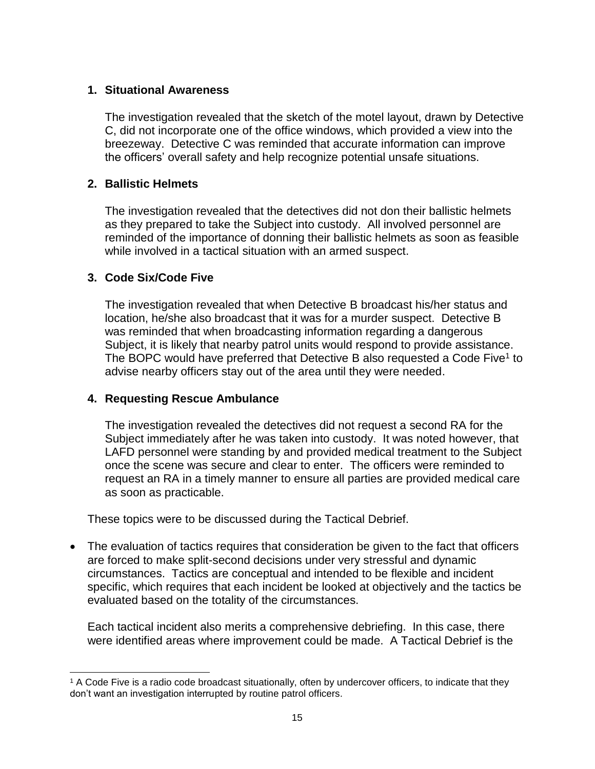**1. Situational Awareness**

The investigation revealed that the sketch of the motel layout, drawn by Detective C, did not incorporate one of the office windows, which provided a view into the breezeway. Detective C was reminded that accurate information can improve the officers' overall safety and help recognize potential unsafe situations.

**2. Ballistic Helmets**

The investigation revealed that the detectives did not don their ballistic helmets as they prepared to take the Subject into custody. All involved personnel are reminded of the importance of donning their ballistic helmets as soon as feasible while involved in a tactical situation with an armed suspect.

**3. Code Six/Code Five**

The investigation revealed that when Detective B broadcast his/her status and location, he/she also broadcast that it was for a murder suspect. Detective B was reminded that when broadcasting information regarding a dangerous Subject, it is likely that nearby patrol units would respond to provide assistance. The BOPC would have preferred that Detective B also requested a Code Five[1] to advise nearby officers stay out of the area until they were needed.

**4. Requesting Rescue Ambulance**

The investigation revealed the detectives did not request a second RA for the Subject immediately after he was taken into custody. It was noted however, that LAFD personnel were standing by and provided medical treatment to the Subject once the scene was secure and clear to enter. The officers were reminded to request an RA in a timely manner to ensure all parties are provided medical care as soon as practicable.

These topics were to be discussed during the Tactical Debrief.

- The evaluation of tactics requires that consideration be given to the fact that officers are forced to make split-second decisions under very stressful and dynamic circumstances. Tactics are conceptual and intended to be flexible and incident specific, which requires that each incident be looked at objectively and the tactics be evaluated based on the totality of the circumstances.

  Each tactical incident also merits a comprehensive debriefing. In this case, there were identified areas where improvement could be made. A Tactical Debrief is the

---

[1] A Code Five is a radio code broadcast situationally, often by undercover officers, to indicate that they don't want an investigation interrupted by routine patrol officers.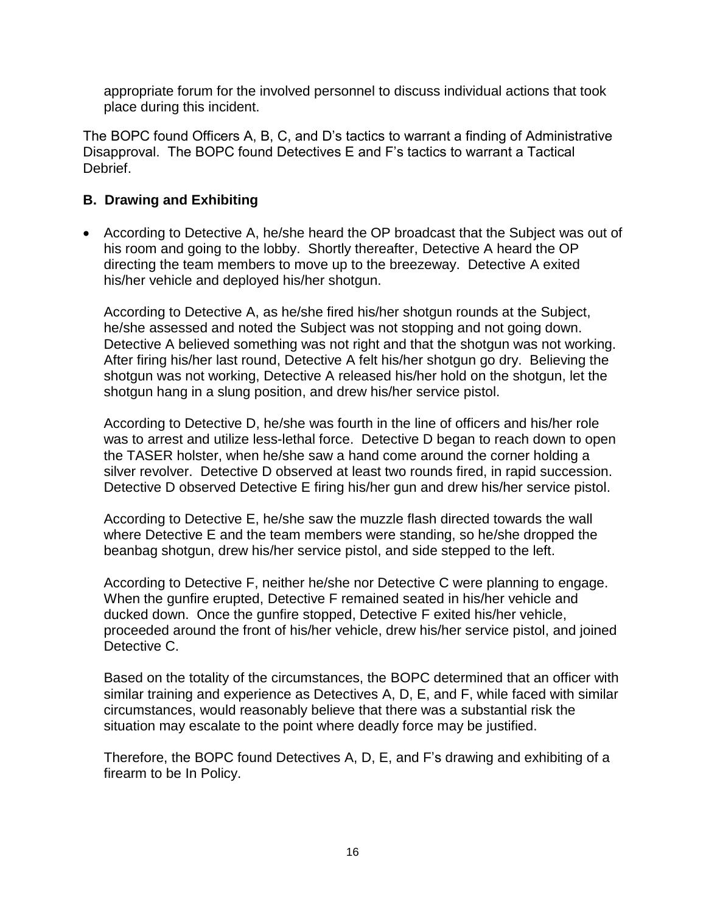appropriate forum for the involved personnel to discuss individual actions that took place during this incident.

The BOPC found Officers A, B, C, and D's tactics to warrant a finding of Administrative Disapproval. The BOPC found Detectives E and F's tactics to warrant a Tactical Debrief.

**B. Drawing and Exhibiting**

- According to Detective A, he/she heard the OP broadcast that the Subject was out of his room and going to the lobby. Shortly thereafter, Detective A heard the OP directing the team members to move up to the breezeway. Detective A exited his/her vehicle and deployed his/her shotgun.

  According to Detective A, as he/she fired his/her shotgun rounds at the Subject, he/she assessed and noted the Subject was not stopping and not going down. Detective A believed something was not right and that the shotgun was not working. After firing his/her last round, Detective A felt his/her shotgun go dry. Believing the shotgun was not working, Detective A released his/her hold on the shotgun, let the shotgun hang in a slung position, and drew his/her service pistol.

  According to Detective D, he/she was fourth in the line of officers and his/her role was to arrest and utilize less-lethal force. Detective D began to reach down to open the TASER holster, when he/she saw a hand come around the corner holding a silver revolver. Detective D observed at least two rounds fired, in rapid succession. Detective D observed Detective E firing his/her gun and drew his/her service pistol.

  According to Detective E, he/she saw the muzzle flash directed towards the wall where Detective E and the team members were standing, so he/she dropped the beanbag shotgun, drew his/her service pistol, and side stepped to the left.

  According to Detective F, neither he/she nor Detective C were planning to engage. When the gunfire erupted, Detective F remained seated in his/her vehicle and ducked down. Once the gunfire stopped, Detective F exited his/her vehicle, proceeded around the front of his/her vehicle, drew his/her service pistol, and joined Detective C.

  Based on the totality of the circumstances, the BOPC determined that an officer with similar training and experience as Detectives A, D, E, and F, while faced with similar circumstances, would reasonably believe that there was a substantial risk the situation may escalate to the point where deadly force may be justified.

  Therefore, the BOPC found Detectives A, D, E, and F's drawing and exhibiting of a firearm to be In Policy.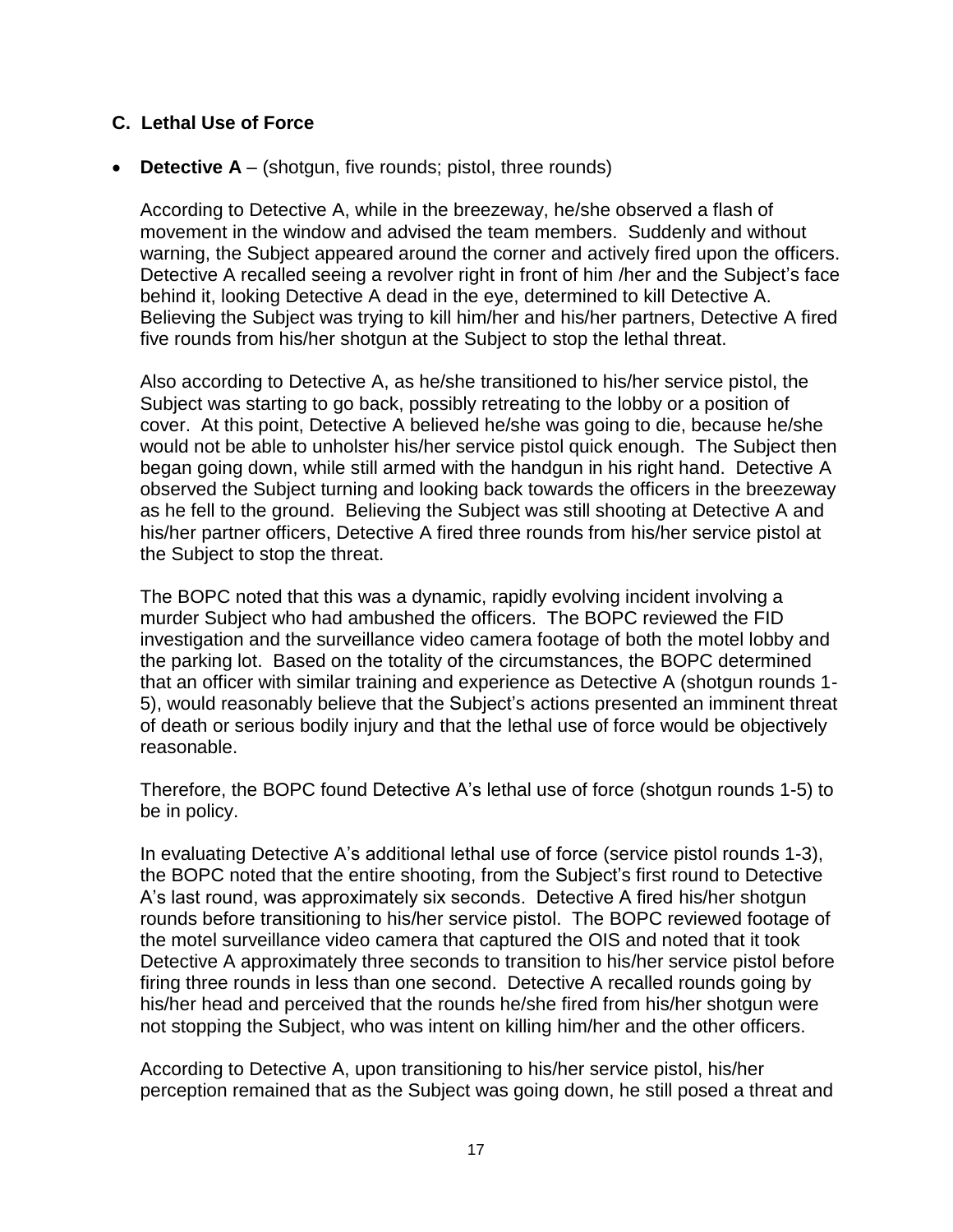### C. Lethal Use of Force

- **Detective A** – (shotgun, five rounds; pistol, three rounds)

  According to Detective A, while in the breezeway, he/she observed a flash of movement in the window and advised the team members. Suddenly and without warning, the Subject appeared around the corner and actively fired upon the officers. Detective A recalled seeing a revolver right in front of him /her and the Subject's face behind it, looking Detective A dead in the eye, determined to kill Detective A. Believing the Subject was trying to kill him/her and his/her partners, Detective A fired five rounds from his/her shotgun at the Subject to stop the lethal threat.

  Also according to Detective A, as he/she transitioned to his/her service pistol, the Subject was starting to go back, possibly retreating to the lobby or a position of cover. At this point, Detective A believed he/she was going to die, because he/she would not be able to unholster his/her service pistol quick enough. The Subject then began going down, while still armed with the handgun in his right hand. Detective A observed the Subject turning and looking back towards the officers in the breezeway as he fell to the ground. Believing the Subject was still shooting at Detective A and his/her partner officers, Detective A fired three rounds from his/her service pistol at the Subject to stop the threat.

  The BOPC noted that this was a dynamic, rapidly evolving incident involving a murder Subject who had ambushed the officers. The BOPC reviewed the FID investigation and the surveillance video camera footage of both the motel lobby and the parking lot. Based on the totality of the circumstances, the BOPC determined that an officer with similar training and experience as Detective A (shotgun rounds 1-5), would reasonably believe that the Subject's actions presented an imminent threat of death or serious bodily injury and that the lethal use of force would be objectively reasonable.

  Therefore, the BOPC found Detective A's lethal use of force (shotgun rounds 1-5) to be in policy.

  In evaluating Detective A's additional lethal use of force (service pistol rounds 1-3), the BOPC noted that the entire shooting, from the Subject's first round to Detective A's last round, was approximately six seconds. Detective A fired his/her shotgun rounds before transitioning to his/her service pistol. The BOPC reviewed footage of the motel surveillance video camera that captured the OIS and noted that it took Detective A approximately three seconds to transition to his/her service pistol before firing three rounds in less than one second. Detective A recalled rounds going by his/her head and perceived that the rounds he/she fired from his/her shotgun were not stopping the Subject, who was intent on killing him/her and the other officers.

  According to Detective A, upon transitioning to his/her service pistol, his/her perception remained that as the Subject was going down, he still posed a threat and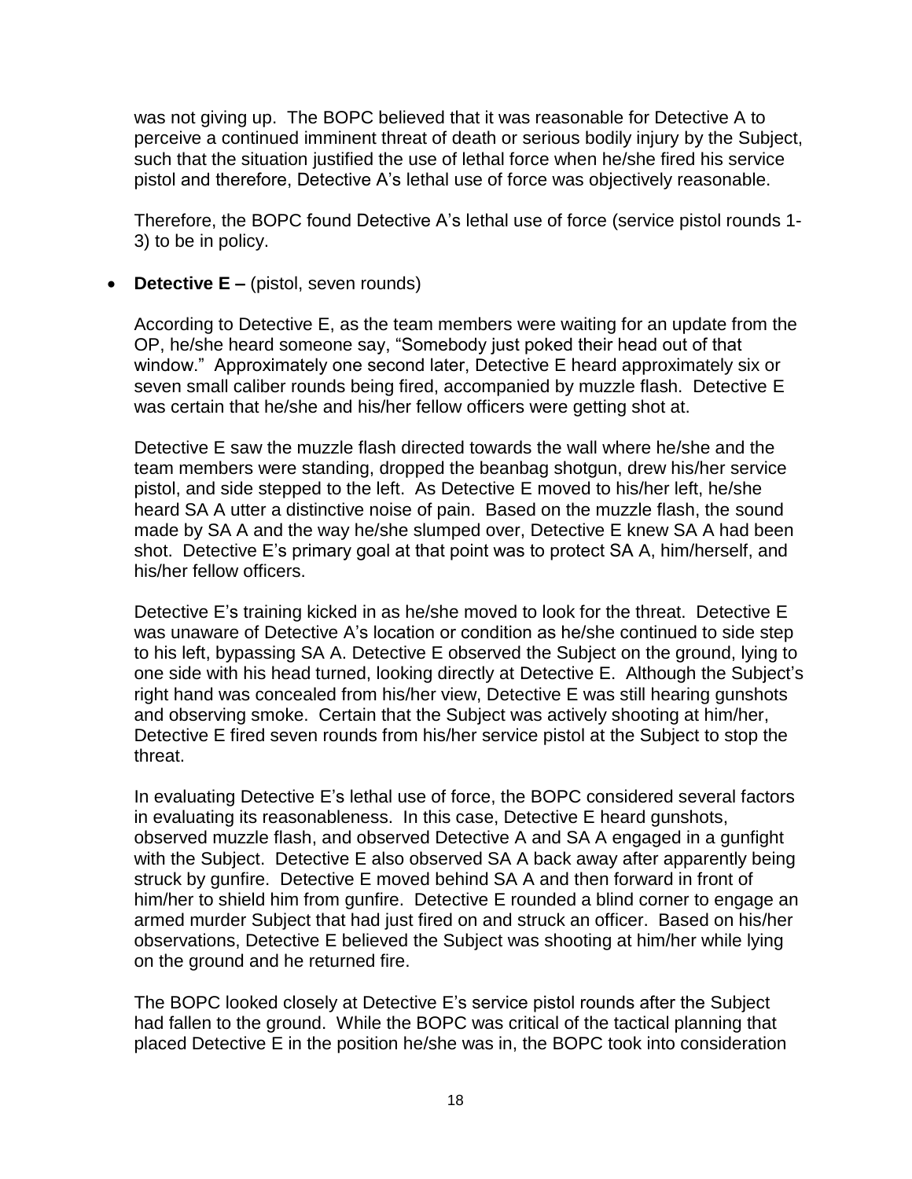was not giving up. The BOPC believed that it was reasonable for Detective A to perceive a continued imminent threat of death or serious bodily injury by the Subject, such that the situation justified the use of lethal force when he/she fired his service pistol and therefore, Detective A's lethal use of force was objectively reasonable.

Therefore, the BOPC found Detective A's lethal use of force (service pistol rounds 1-3) to be in policy.

- **Detective E –** (pistol, seven rounds)

  According to Detective E, as the team members were waiting for an update from the OP, he/she heard someone say, "Somebody just poked their head out of that window." Approximately one second later, Detective E heard approximately six or seven small caliber rounds being fired, accompanied by muzzle flash. Detective E was certain that he/she and his/her fellow officers were getting shot at.

  Detective E saw the muzzle flash directed towards the wall where he/she and the team members were standing, dropped the beanbag shotgun, drew his/her service pistol, and side stepped to the left. As Detective E moved to his/her left, he/she heard SA A utter a distinctive noise of pain. Based on the muzzle flash, the sound made by SA A and the way he/she slumped over, Detective E knew SA A had been shot. Detective E's primary goal at that point was to protect SA A, him/herself, and his/her fellow officers.

  Detective E's training kicked in as he/she moved to look for the threat. Detective E was unaware of Detective A's location or condition as he/she continued to side step to his left, bypassing SA A. Detective E observed the Subject on the ground, lying to one side with his head turned, looking directly at Detective E. Although the Subject's right hand was concealed from his/her view, Detective E was still hearing gunshots and observing smoke. Certain that the Subject was actively shooting at him/her, Detective E fired seven rounds from his/her service pistol at the Subject to stop the threat.

  In evaluating Detective E's lethal use of force, the BOPC considered several factors in evaluating its reasonableness. In this case, Detective E heard gunshots, observed muzzle flash, and observed Detective A and SA A engaged in a gunfight with the Subject. Detective E also observed SA A back away after apparently being struck by gunfire. Detective E moved behind SA A and then forward in front of him/her to shield him from gunfire. Detective E rounded a blind corner to engage an armed murder Subject that had just fired on and struck an officer. Based on his/her observations, Detective E believed the Subject was shooting at him/her while lying on the ground and he returned fire.

  The BOPC looked closely at Detective E's service pistol rounds after the Subject had fallen to the ground. While the BOPC was critical of the tactical planning that placed Detective E in the position he/she was in, the BOPC took into consideration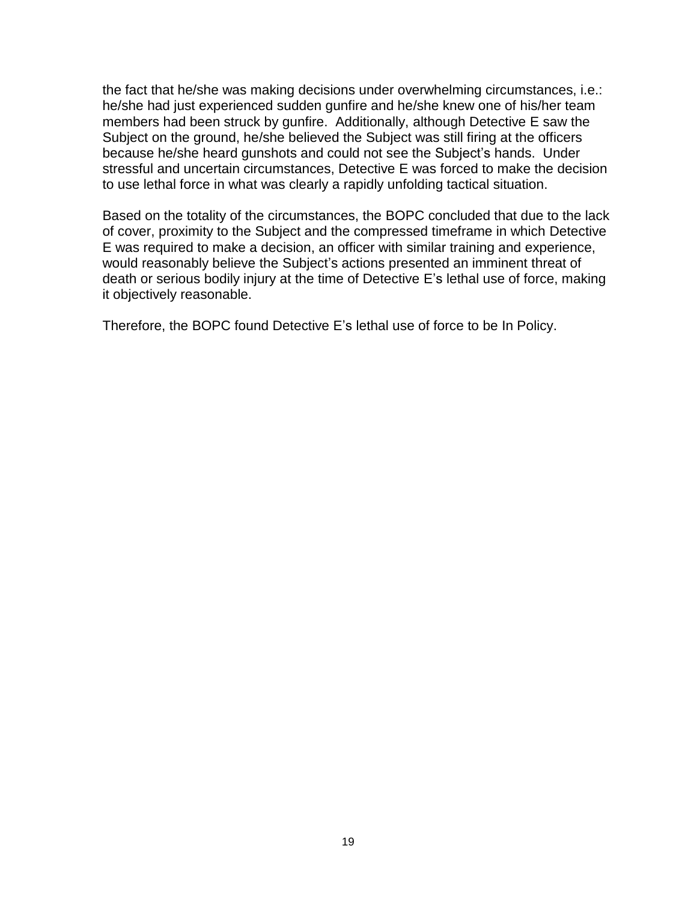the fact that he/she was making decisions under overwhelming circumstances, i.e.: he/she had just experienced sudden gunfire and he/she knew one of his/her team members had been struck by gunfire. Additionally, although Detective E saw the Subject on the ground, he/she believed the Subject was still firing at the officers because he/she heard gunshots and could not see the Subject's hands. Under stressful and uncertain circumstances, Detective E was forced to make the decision to use lethal force in what was clearly a rapidly unfolding tactical situation.

Based on the totality of the circumstances, the BOPC concluded that due to the lack of cover, proximity to the Subject and the compressed timeframe in which Detective E was required to make a decision, an officer with similar training and experience, would reasonably believe the Subject's actions presented an imminent threat of death or serious bodily injury at the time of Detective E's lethal use of force, making it objectively reasonable.

Therefore, the BOPC found Detective E's lethal use of force to be In Policy.